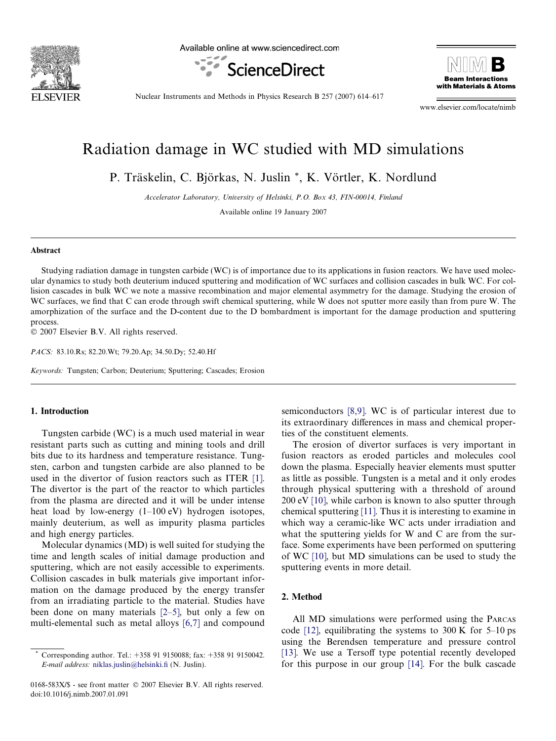# Radiation damage in WC studied with MD simulations

P. Träskelin, C. Björkas, N. Juslin *, K. Vörtler, K. Nordlund

*Accelerator Laboratory, University of Helsinki, P.O. Box 43, FIN-00014, Finland*

Available online 19 January 2007

## Abstract

Studying radiation damage in tungsten carbide (WC) is of importance due to its applications in fusion reactors. We have used molecular dynamics to study both deuterium induced sputtering and modification of WC surfaces and collision cascades in bulk WC. For collision cascades in bulk WC we note a massive recombination and major elemental asymmetry for the damage. Studying the erosion of WC surfaces, we find that C can erode through swift chemical sputtering, while W does not sputter more easily than from pure W. The amorphization of the surface and the D-content due to the D bombardment is important for the damage production and sputtering process.

© 2007 Elsevier B.V. All rights reserved.

*PACS:* 83.10.Rs; 82.20.Wt; 79.20.Ap; 34.50.Dy; 52.40.Hf

*Keywords:* Tungsten; Carbon; Deuterium; Sputtering; Cascades; Erosion

## 1. Introduction

Tungsten carbide (WC) is a much used material in wear resistant parts such as cutting and mining tools and drill bits due to its hardness and temperature resistance. Tungsten, carbon and tungsten carbide are also planned to be used in the divertor of fusion reactors such as ITER [1]. The divertor is the part of the reactor to which particles from the plasma are directed and it will be under intense heat load by low-energy (1–100 eV) hydrogen isotopes, mainly deuterium, as well as impurity plasma particles and high energy particles.

Molecular dynamics (MD) is well suited for studying the time and length scales of initial damage production and sputtering, which are not easily accessible to experiments. Collision cascades in bulk materials give important information on the damage produced by the energy transfer from an irradiating particle to the material. Studies have been done on many materials [2–5], but only a few on multi-elemental such as metal alloys [6,7] and compound semiconductors [8,9]. WC is of particular interest due to its extraordinary differences in mass and chemical properties of the constituent elements.

The erosion of divertor surfaces is very important in fusion reactors as eroded particles and molecules cool down the plasma. Especially heavier elements must sputter as little as possible. Tungsten is a metal and it only erodes through physical sputtering with a threshold of around 200 eV [10], while carbon is known to also sputter through chemical sputtering [11]. Thus it is interesting to examine in which way a ceramic-like WC acts under irradiation and what the sputtering yields for W and C are from the surface. Some experiments have been performed on sputtering of WC [10], but MD simulations can be used to study the sputtering events in more detail.

## 2. Method

All MD simulations were performed using the PARCAS code [12], equilibrating the systems to 300 K for 5–10 ps using the Berendsen temperature and pressure control [13]. We use a Tersoff type potential recently developed for this purpose in our group [14]. For the bulk cascade

* Corresponding author. Tel.: +358 91 9150088; fax: +358 91 9150042. *E-mail address:* niklas.juslin@helsinki.fi (N. Juslin).

0168-583X/$ - see front matter © 2007 Elsevier B.V. All rights reserved.
doi:10.1016/j.nimb.2007.01.091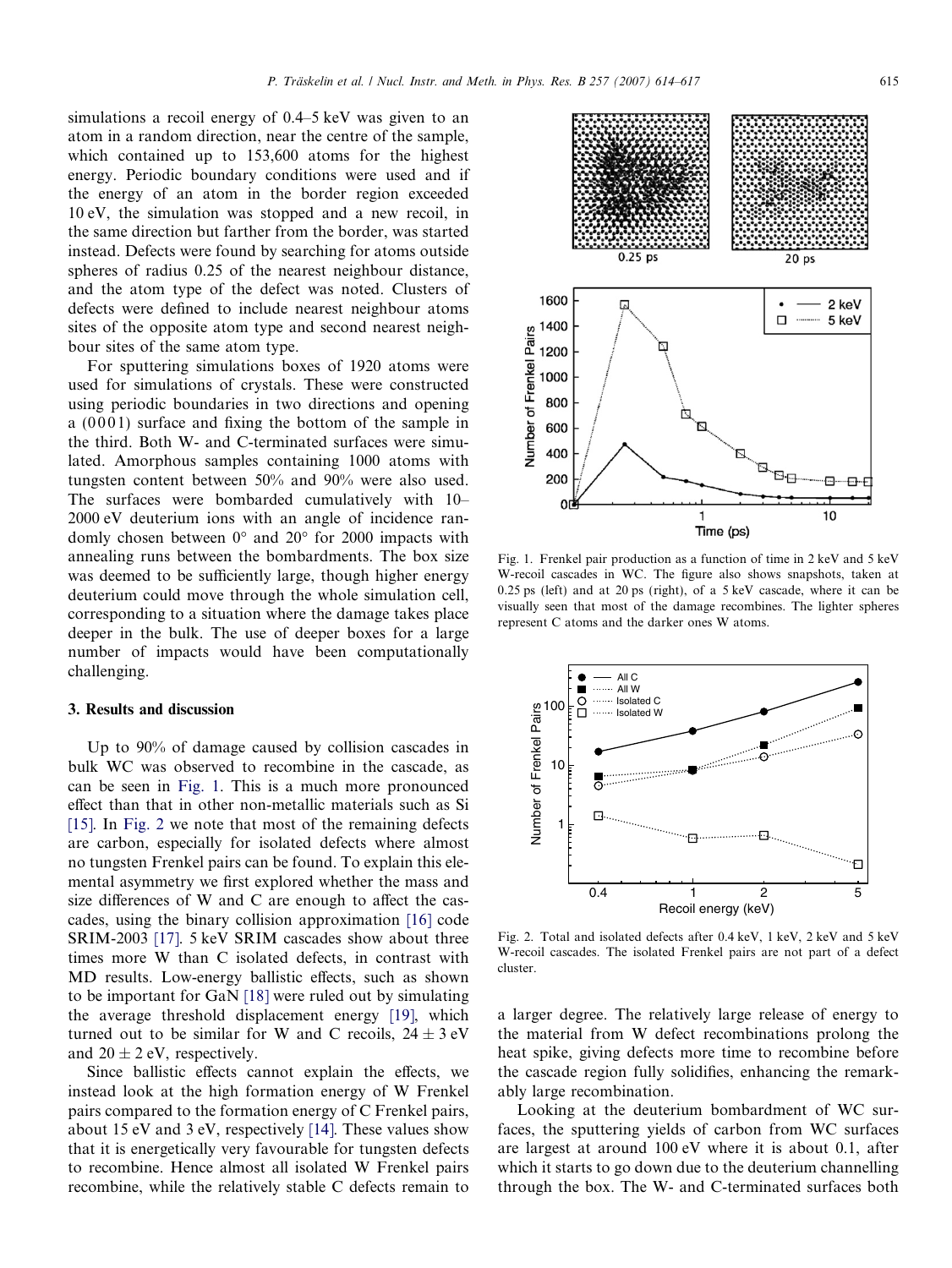simulations a recoil energy of 0.4–5 keV was given to an atom in a random direction, near the centre of the sample, which contained up to 153,600 atoms for the highest energy. Periodic boundary conditions were used and if the energy of an atom in the border region exceeded 10 eV, the simulation was stopped and a new recoil, in the same direction but farther from the border, was started instead. Defects were found by searching for atoms outside spheres of radius 0.25 of the nearest neighbour distance, and the atom type of the defect was noted. Clusters of defects were defined to include nearest neighbour atoms sites of the opposite atom type and second nearest neighbour sites of the same atom type.

For sputtering simulations boxes of 1920 atoms were used for simulations of crystals. These were constructed using periodic boundaries in two directions and opening a (0001) surface and fixing the bottom of the sample in the third. Both W- and C-terminated surfaces were simulated. Amorphous samples containing 1000 atoms with tungsten content between 50% and 90% were also used. The surfaces were bombarded cumulatively with 10–2000 eV deuterium ions with an angle of incidence randomly chosen between 0° and 20° for 2000 impacts with annealing runs between the bombardments. The box size was deemed to be sufficiently large, though higher energy deuterium could move through the whole simulation cell, corresponding to a situation where the damage takes place deeper in the bulk. The use of deeper boxes for a large number of impacts would have been computationally challenging.

## 3. Results and discussion

Up to 90% of damage caused by collision cascades in bulk WC was observed to recombine in the cascade, as can be seen in Fig. 1. This is a much more pronounced effect than that in other non-metallic materials such as Si [15]. In Fig. 2 we note that most of the remaining defects are carbon, especially for isolated defects where almost no tungsten Frenkel pairs can be found. To explain this elemental asymmetry we first explored whether the mass and size differences of W and C are enough to affect the cascades, using the binary collision approximation [16] code SRIM-2003 [17]. 5 keV SRIM cascades show about three times more W than C isolated defects, in contrast with MD results. Low-energy ballistic effects, such as shown to be important for GaN [18] were ruled out by simulating the average threshold displacement energy [19], which turned out to be similar for W and C recoils, $24 \pm 3$ eV and $20 \pm 2$ eV, respectively.

Since ballistic effects cannot explain the effects, we instead look at the high formation energy of W Frenkel pairs compared to the formation energy of C Frenkel pairs, about 15 eV and 3 eV, respectively [14]. These values show that it is energetically very favourable for tungsten defects to recombine. Hence almost all isolated W Frenkel pairs recombine, while the relatively stable C defects remain to a larger degree. The relatively large release of energy to the material from W defect recombinations prolong the heat spike, giving defects more time to recombine before the cascade region fully solidifies, enhancing the remarkably large recombination.

Fig. 1. Frenkel pair production as a function of time in 2 keV and 5 keV W-recoil cascades in WC. The figure also shows snapshots, taken at 0.25 ps (left) and at 20 ps (right), of a 5 keV cascade, where it can be visually seen that most of the damage recombines. The lighter spheres represent C atoms and the darker ones W atoms.

Fig. 2. Total and isolated defects after 0.4 keV, 1 keV, 2 keV and 5 keV W-recoil cascades. The isolated Frenkel pairs are not part of a defect cluster.

Looking at the deuterium bombardment of WC surfaces, the sputtering yields of carbon from WC surfaces are largest at around 100 eV where it is about 0.1, after which it starts to go down due to the deuterium channelling through the box. The W- and C-terminated surfaces both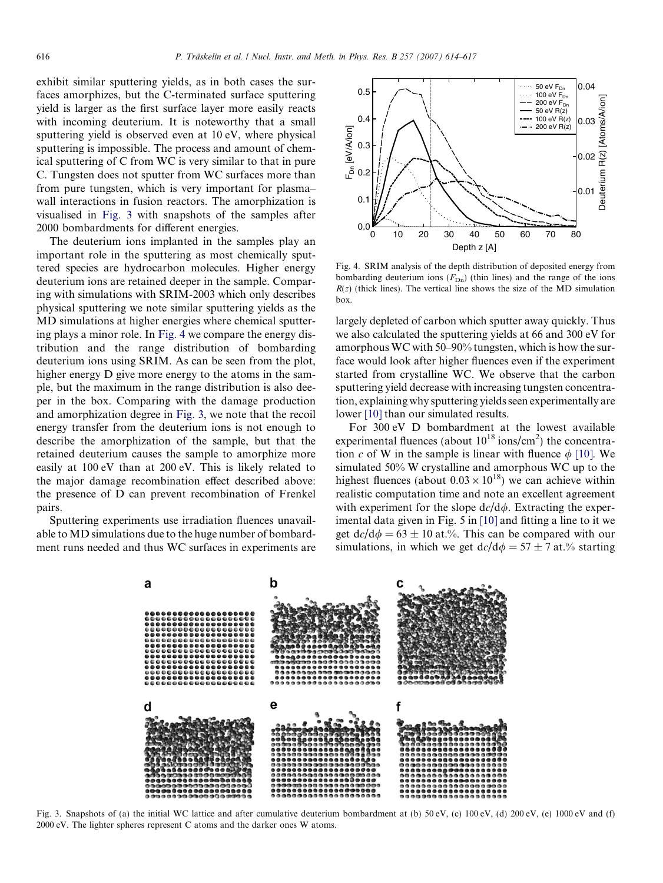exhibit similar sputtering yields, as in both cases the surfaces amorphizes, but the C-terminated surface sputtering yield is larger as the first surface layer more easily reacts with incoming deuterium. It is noteworthy that a small sputtering yield is observed even at 10 eV, where physical sputtering is impossible. The process and amount of chemical sputtering of C from WC is very similar to that in pure C. Tungsten does not sputter from WC surfaces more than from pure tungsten, which is very important for plasma–wall interactions in fusion reactors. The amorphization is visualised in Fig. 3 with snapshots of the samples after 2000 bombardments for different energies.

The deuterium ions implanted in the samples play an important role in the sputtering as most chemically sputtered species are hydrocarbon molecules. Higher energy deuterium ions are retained deeper in the sample. Comparing with simulations with SRIM-2003 which only describes physical sputtering we note similar sputtering yields as the MD simulations at higher energies where chemical sputtering plays a minor role. In Fig. 4 we compare the energy distribution and the range distribution of bombarding deuterium ions using SRIM. As can be seen from the plot, higher energy D give more energy to the atoms in the sample, but the maximum in the range distribution is also deeper in the box. Comparing with the damage production and amorphization degree in Fig. 3, we note that the recoil energy transfer from the deuterium ions is not enough to describe the amorphization of the sample, but that the retained deuterium causes the sample to amorphize more easily at 100 eV than at 200 eV. This is likely related to the major damage recombination effect described above: the presence of D can prevent recombination of Frenkel pairs.

Sputtering experiments use irradiation fluences unavailable to MD simulations due to the huge number of bombardment runs needed and thus WC surfaces in experiments are largely depleted of carbon which sputter away quickly. Thus we also calculated the sputtering yields at 66 and 300 eV for amorphous WC with 50–90% tungsten, which is how the surface would look after higher fluences even if the experiment started from crystalline WC. We observe that the carbon sputtering yield decrease with increasing tungsten concentration, explaining why sputtering yields seen experimentally are lower [10] than our simulated results.

For 300 eV D bombardment at the lowest available experimental fluences (about $10^{18}$ ions/cm$^2$) the concentration $c$ of W in the sample is linear with fluence $\phi$ [10]. We simulated 50% W crystalline and amorphous WC up to the highest fluences (about $0.03 \times 10^{18}$) we can achieve within realistic computation time and note an excellent agreement with experiment for the slope $dc/d\phi$. Extracting the experimental data given in Fig. 5 in [10] and fitting a line to it we get $dc/d\phi = 63 \pm 10$ at.%. This can be compared with our simulations, in which we get $dc/d\phi = 57 \pm 7$ at.% starting

Fig. 4. SRIM analysis of the depth distribution of deposited energy from bombarding deuterium ions ($F_{Dn}$) (thin lines) and the range of the ions $R(z)$ (thick lines). The vertical line shows the size of the MD simulation box.

Fig. 3. Snapshots of (a) the initial WC lattice and after cumulative deuterium bombardment at (b) 50 eV, (c) 100 eV, (d) 200 eV, (e) 1000 eV and (f) 2000 eV. The lighter spheres represent C atoms and the darker ones W atoms.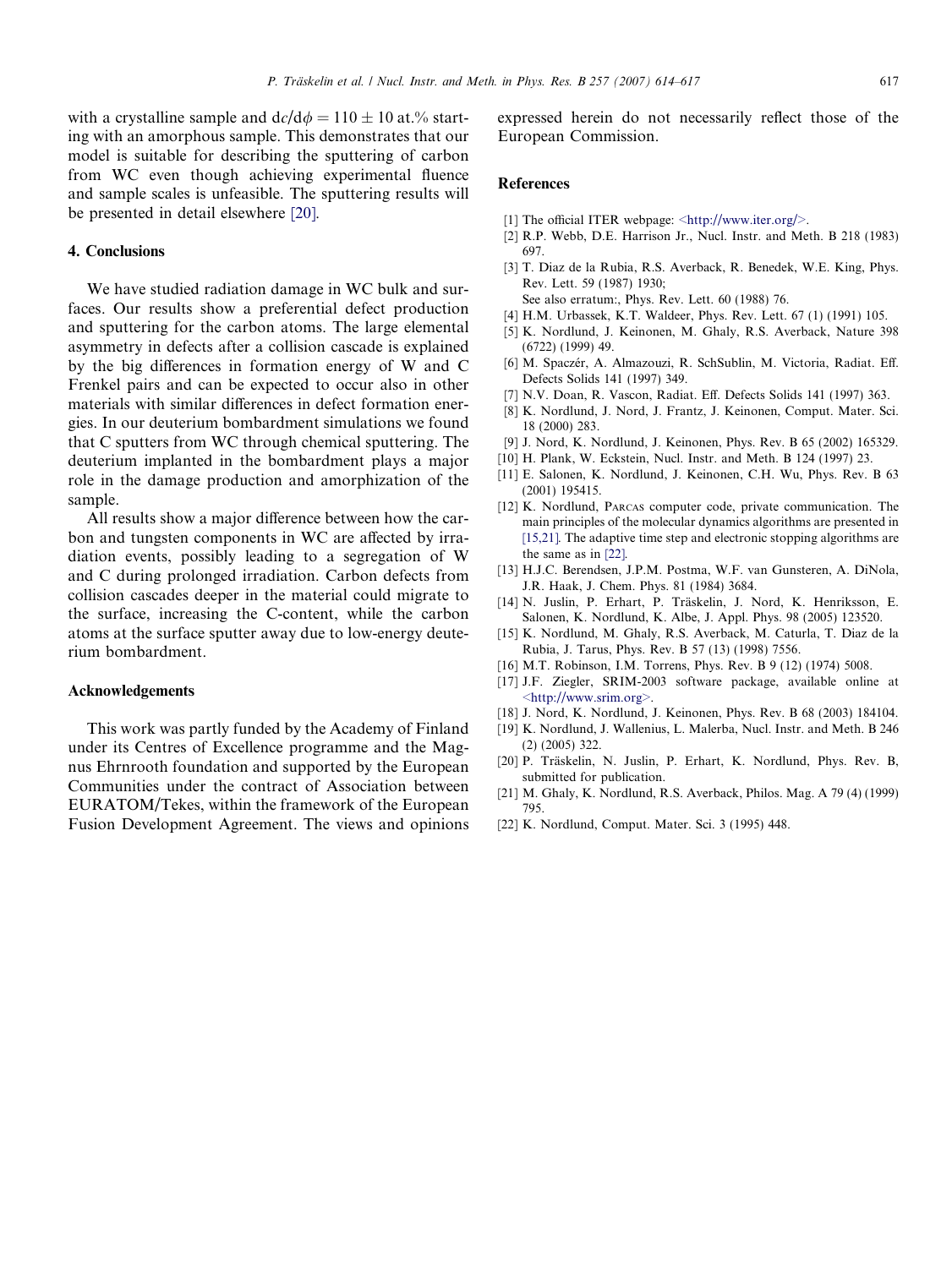with a crystalline sample and $dc/d\phi = 110 \pm 10$ at.% starting with an amorphous sample. This demonstrates that our model is suitable for describing the sputtering of carbon from WC even though achieving experimental fluence and sample scales is unfeasible. The sputtering results will be presented in detail elsewhere [20].

## 4. Conclusions

We have studied radiation damage in WC bulk and surfaces. Our results show a preferential defect production and sputtering for the carbon atoms. The large elemental asymmetry in defects after a collision cascade is explained by the big differences in formation energy of W and C Frenkel pairs and can be expected to occur also in other materials with similar differences in defect formation energies. In our deuterium bombardment simulations we found that C sputters from WC through chemical sputtering. The deuterium implanted in the bombardment plays a major role in the damage production and amorphization of the sample.

All results show a major difference between how the carbon and tungsten components in WC are affected by irradiation events, possibly leading to a segregation of W and C during prolonged irradiation. Carbon defects from collision cascades deeper in the material could migrate to the surface, increasing the C-content, while the carbon atoms at the surface sputter away due to low-energy deuterium bombardment.

## Acknowledgements

This work was partly funded by the Academy of Finland under its Centres of Excellence programme and the Magnus Ehrnrooth foundation and supported by the European Communities under the contract of Association between EURATOM/Tekes, within the framework of the European Fusion Development Agreement. The views and opinions expressed herein do not necessarily reflect those of the European Commission.

## References

[1] The official ITER webpage: <http://www.iter.org/>.

[2] R.P. Webb, D.E. Harrison Jr., Nucl. Instr. and Meth. B 218 (1983) 697.

[3] T. Diaz de la Rubia, R.S. Averback, R. Benedek, W.E. King, Phys. Rev. Lett. 59 (1987) 1930; See also erratum:, Phys. Rev. Lett. 60 (1988) 76.

[4] H.M. Urbassek, K.T. Waldeer, Phys. Rev. Lett. 67 (1) (1991) 105.

[5] K. Nordlund, J. Keinonen, M. Ghaly, R.S. Averback, Nature 398 (6722) (1999) 49.

[6] M. Spaczér, A. Almazouzi, R. SchSublin, M. Victoria, Radiat. Eff. Defects Solids 141 (1997) 349.

[7] N.V. Doan, R. Vascon, Radiat. Eff. Defects Solids 141 (1997) 363.

[8] K. Nordlund, J. Nord, J. Frantz, J. Keinonen, Comput. Mater. Sci. 18 (2000) 283.

[9] J. Nord, K. Nordlund, J. Keinonen, Phys. Rev. B 65 (2002) 165329.

[10] H. Plank, W. Eckstein, Nucl. Instr. and Meth. B 124 (1997) 23.

[11] E. Salonen, K. Nordlund, J. Keinonen, C.H. Wu, Phys. Rev. B 63 (2001) 195415.

[12] K. Nordlund, Parcas computer code, private communication. The main principles of the molecular dynamics algorithms are presented in [15,21]. The adaptive time step and electronic stopping algorithms are the same as in [22].

[13] H.J.C. Berendsen, J.P.M. Postma, W.F. van Gunsteren, A. DiNola, J.R. Haak, J. Chem. Phys. 81 (1984) 3684.

[14] N. Juslin, P. Erhart, P. Träskelin, J. Nord, K. Henriksson, E. Salonen, K. Nordlund, K. Albe, J. Appl. Phys. 98 (2005) 123520.

[15] K. Nordlund, M. Ghaly, R.S. Averback, M. Caturla, T. Diaz de la Rubia, J. Tarus, Phys. Rev. B 57 (13) (1998) 7556.

[16] M.T. Robinson, I.M. Torrens, Phys. Rev. B 9 (12) (1974) 5008.

[17] J.F. Ziegler, SRIM-2003 software package, available online at <http://www.srim.org>.

[18] J. Nord, K. Nordlund, J. Keinonen, Phys. Rev. B 68 (2003) 184104.

[19] K. Nordlund, J. Wallenius, L. Malerba, Nucl. Instr. and Meth. B 246 (2) (2005) 322.

[20] P. Träskelin, N. Juslin, P. Erhart, K. Nordlund, Phys. Rev. B, submitted for publication.

[21] M. Ghaly, K. Nordlund, R.S. Averback, Philos. Mag. A 79 (4) (1999) 795.

[22] K. Nordlund, Comput. Mater. Sci. 3 (1995) 448.